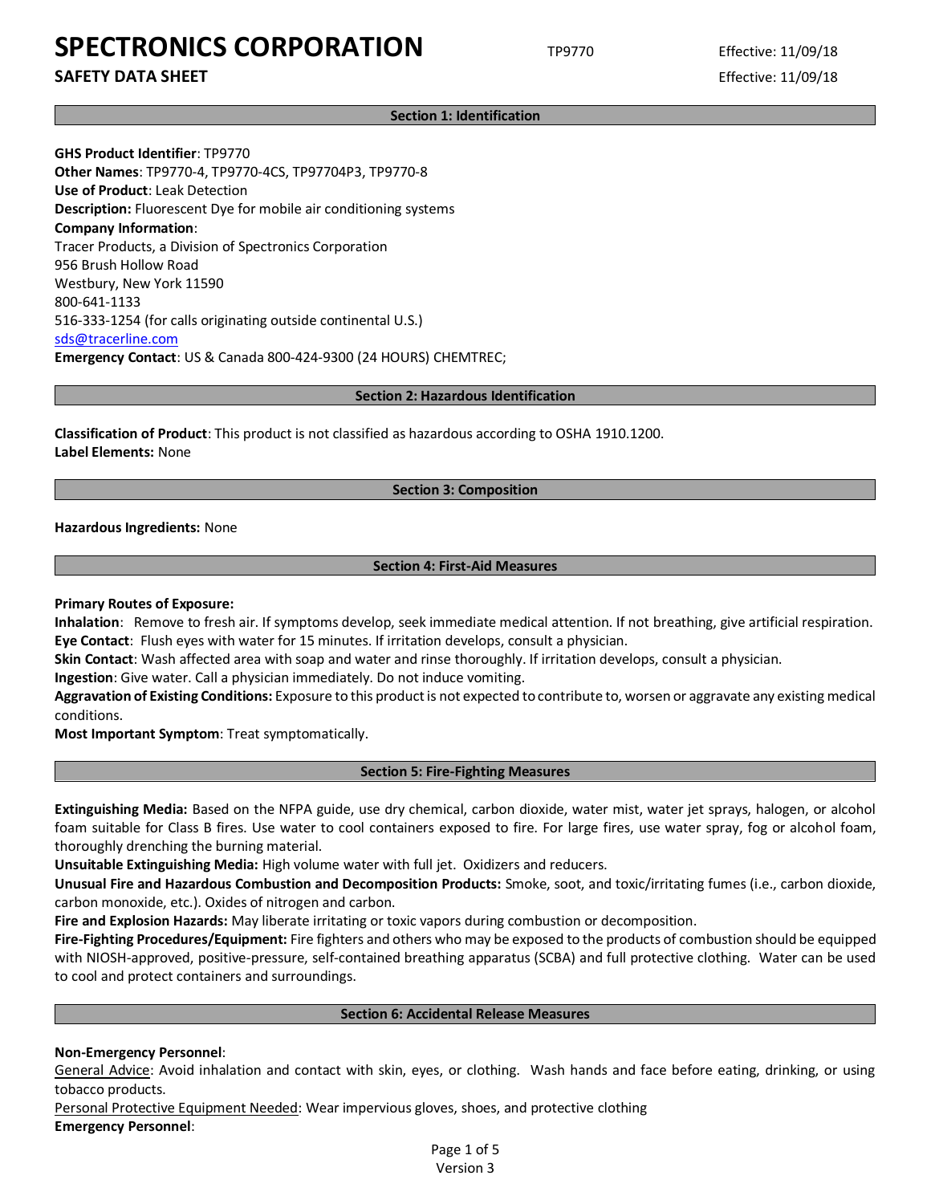# SPECTRONICS CORPORATION

TP9770 Effective: 11/09/18

## SAFETY DATA SHEET

Effective: 11/09/18

## Section 1: Identification

**GHS Product Identifier**: TP9770
**Other Names**: TP9770-4, TP9770-4CS, TP97704P3, TP9770-8
**Use of Product**: Leak Detection
**Description:** Fluorescent Dye for mobile air conditioning systems
**Company Information**:
Tracer Products, a Division of Spectronics Corporation
956 Brush Hollow Road
Westbury, New York 11590
800-641-1133
516-333-1254 (for calls originating outside continental U.S.)
sds@tracerline.com
**Emergency Contact**: US & Canada 800-424-9300 (24 HOURS) CHEMTREC;

## Section 2: Hazardous Identification

**Classification of Product**: This product is not classified as hazardous according to OSHA 1910.1200.
**Label Elements:** None

## Section 3: Composition

**Hazardous Ingredients:** None

## Section 4: First-Aid Measures

**Primary Routes of Exposure:**
**Inhalation**: Remove to fresh air. If symptoms develop, seek immediate medical attention. If not breathing, give artificial respiration.
**Eye Contact**: Flush eyes with water for 15 minutes. If irritation develops, consult a physician.
**Skin Contact**: Wash affected area with soap and water and rinse thoroughly. If irritation develops, consult a physician.
**Ingestion**: Give water. Call a physician immediately. Do not induce vomiting.
**Aggravation of Existing Conditions:** Exposure to this product is not expected to contribute to, worsen or aggravate any existing medical conditions.
**Most Important Symptom**: Treat symptomatically.

## Section 5: Fire-Fighting Measures

**Extinguishing Media:** Based on the NFPA guide, use dry chemical, carbon dioxide, water mist, water jet sprays, halogen, or alcohol foam suitable for Class B fires. Use water to cool containers exposed to fire. For large fires, use water spray, fog or alcohol foam, thoroughly drenching the burning material.
**Unsuitable Extinguishing Media:** High volume water with full jet. Oxidizers and reducers.
**Unusual Fire and Hazardous Combustion and Decomposition Products:** Smoke, soot, and toxic/irritating fumes (i.e., carbon dioxide, carbon monoxide, etc.). Oxides of nitrogen and carbon.
**Fire and Explosion Hazards:** May liberate irritating or toxic vapors during combustion or decomposition.
**Fire-Fighting Procedures/Equipment:** Fire fighters and others who may be exposed to the products of combustion should be equipped with NIOSH-approved, positive-pressure, self-contained breathing apparatus (SCBA) and full protective clothing. Water can be used to cool and protect containers and surroundings.

## Section 6: Accidental Release Measures

**Non-Emergency Personnel**:
General Advice: Avoid inhalation and contact with skin, eyes, or clothing. Wash hands and face before eating, drinking, or using tobacco products.
Personal Protective Equipment Needed: Wear impervious gloves, shoes, and protective clothing
**Emergency Personnel**: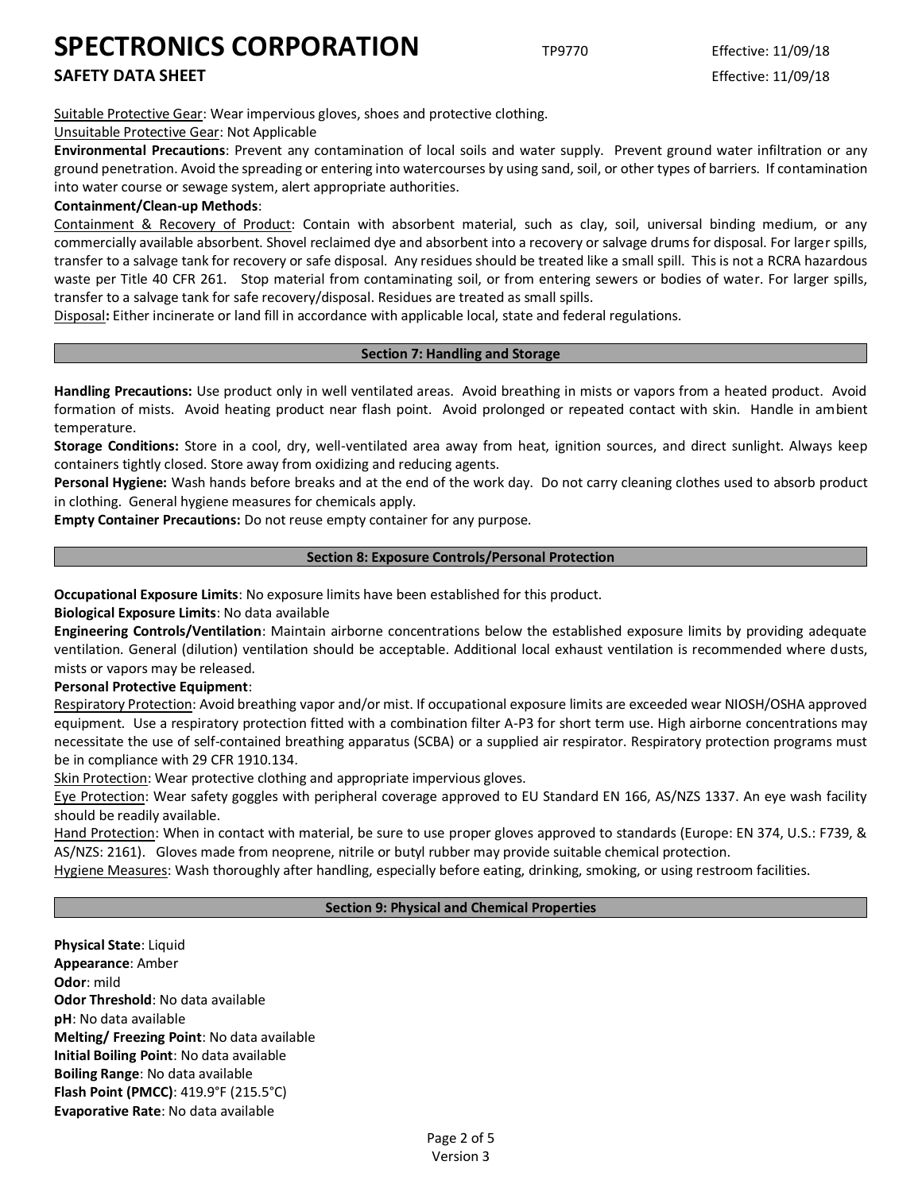<u>Suitable Protective Gear</u>: Wear impervious gloves, shoes and protective clothing.
<u>Unsuitable Protective Gear</u>: Not Applicable

**Environmental Precautions**: Prevent any contamination of local soils and water supply. Prevent ground water infiltration or any ground penetration. Avoid the spreading or entering into watercourses by using sand, soil, or other types of barriers. If contamination into water course or sewage system, alert appropriate authorities.

**Containment/Clean-up Methods**:

<u>Containment & Recovery of Product</u>: Contain with absorbent material, such as clay, soil, universal binding medium, or any commercially available absorbent. Shovel reclaimed dye and absorbent into a recovery or salvage drums for disposal. For larger spills, transfer to a salvage tank for recovery or safe disposal. Any residues should be treated like a small spill. This is not a RCRA hazardous waste per Title 40 CFR 261. Stop material from contaminating soil, or from entering sewers or bodies of water. For larger spills, transfer to a salvage tank for safe recovery/disposal. Residues are treated as small spills.

<u>Disposal</u>**:** Either incinerate or land fill in accordance with applicable local, state and federal regulations.

## Section 7: Handling and Storage

**Handling Precautions:** Use product only in well ventilated areas. Avoid breathing in mists or vapors from a heated product. Avoid formation of mists. Avoid heating product near flash point. Avoid prolonged or repeated contact with skin. Handle in ambient temperature.

**Storage Conditions:** Store in a cool, dry, well-ventilated area away from heat, ignition sources, and direct sunlight. Always keep containers tightly closed. Store away from oxidizing and reducing agents.

**Personal Hygiene:** Wash hands before breaks and at the end of the work day. Do not carry cleaning clothes used to absorb product in clothing. General hygiene measures for chemicals apply.

**Empty Container Precautions:** Do not reuse empty container for any purpose.

## Section 8: Exposure Controls/Personal Protection

**Occupational Exposure Limits**: No exposure limits have been established for this product.

**Biological Exposure Limits**: No data available

**Engineering Controls/Ventilation**: Maintain airborne concentrations below the established exposure limits by providing adequate ventilation. General (dilution) ventilation should be acceptable. Additional local exhaust ventilation is recommended where dusts, mists or vapors may be released.

**Personal Protective Equipment**:

<u>Respiratory Protection</u>: Avoid breathing vapor and/or mist. If occupational exposure limits are exceeded wear NIOSH/OSHA approved equipment. Use a respiratory protection fitted with a combination filter A-P3 for short term use. High airborne concentrations may necessitate the use of self-contained breathing apparatus (SCBA) or a supplied air respirator. Respiratory protection programs must be in compliance with 29 CFR 1910.134.

<u>Skin Protection</u>: Wear protective clothing and appropriate impervious gloves.

<u>Eye Protection</u>: Wear safety goggles with peripheral coverage approved to EU Standard EN 166, AS/NZS 1337. An eye wash facility should be readily available.

<u>Hand Protection</u>: When in contact with material, be sure to use proper gloves approved to standards (Europe: EN 374, U.S.: F739, & AS/NZS: 2161). Gloves made from neoprene, nitrile or butyl rubber may provide suitable chemical protection.

<u>Hygiene Measures</u>: Wash thoroughly after handling, especially before eating, drinking, smoking, or using restroom facilities.

## Section 9: Physical and Chemical Properties

**Physical State**: Liquid
**Appearance**: Amber
**Odor**: mild
**Odor Threshold**: No data available
**pH**: No data available
**Melting/ Freezing Point**: No data available
**Initial Boiling Point**: No data available
**Boiling Range**: No data available
**Flash Point (PMCC)**: 419.9°F (215.5°C)
**Evaporative Rate**: No data available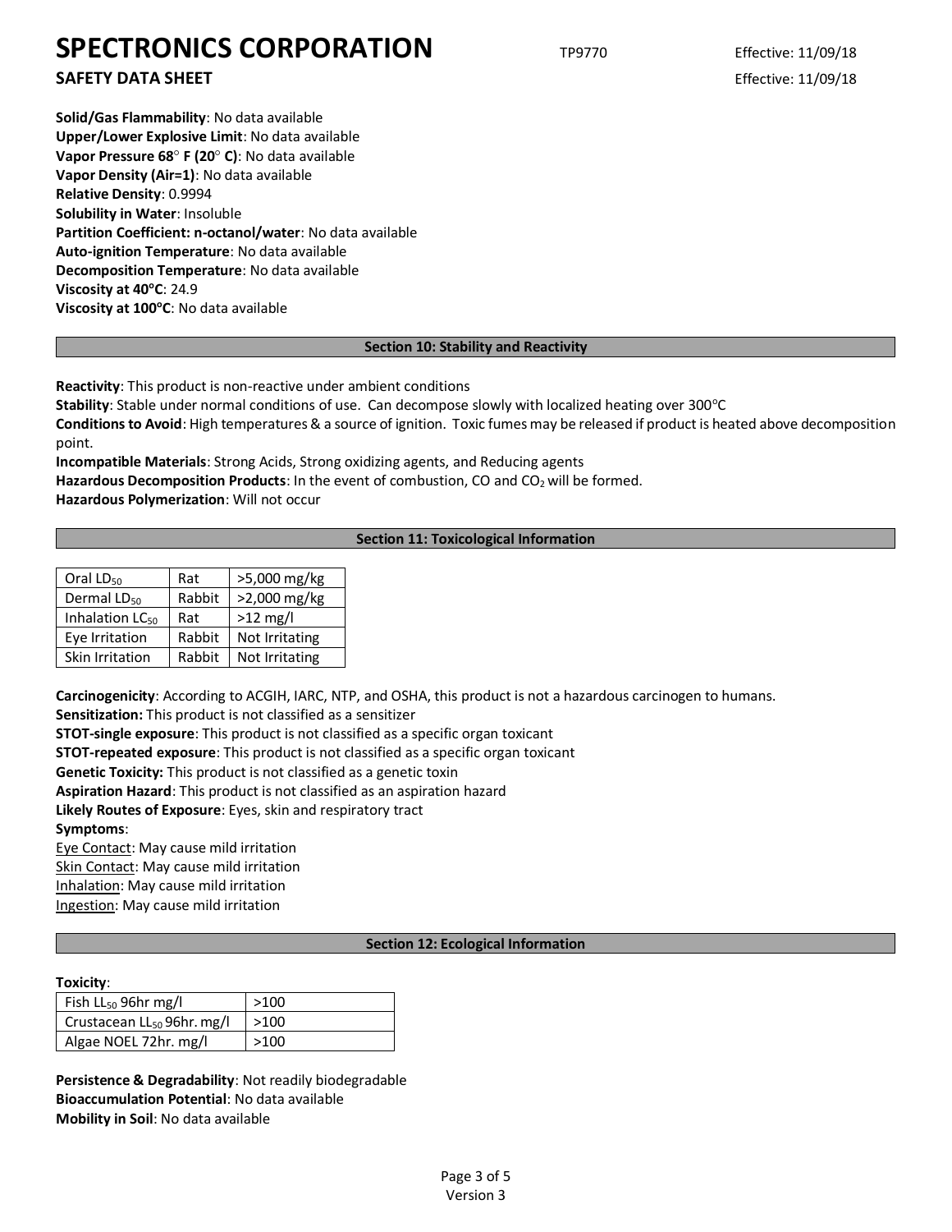**Solid/Gas Flammability**: No data available
**Upper/Lower Explosive Limit**: No data available
**Vapor Pressure 68° F (20° C)**: No data available
**Vapor Density (Air=1)**: No data available
**Relative Density**: 0.9994
**Solubility in Water**: Insoluble
**Partition Coefficient: n-octanol/water**: No data available
**Auto-ignition Temperature**: No data available
**Decomposition Temperature**: No data available
**Viscosity at 40°C**: 24.9
**Viscosity at 100°C**: No data available

## Section 10: Stability and Reactivity

**Reactivity**: This product is non-reactive under ambient conditions
**Stability**: Stable under normal conditions of use. Can decompose slowly with localized heating over 300°C
**Conditions to Avoid**: High temperatures & a source of ignition. Toxic fumes may be released if product is heated above decomposition point.
**Incompatible Materials**: Strong Acids, Strong oxidizing agents, and Reducing agents
**Hazardous Decomposition Products**: In the event of combustion, CO and $CO_2$ will be formed.
**Hazardous Polymerization**: Will not occur

## Section 11: Toxicological Information

| | | |
|---|---|---|
| Oral $LD_{50}$ | Rat | >5,000 mg/kg |
| Dermal $LD_{50}$ | Rabbit | >2,000 mg/kg |
| Inhalation $LC_{50}$ | Rat | >12 mg/l |
| Eye Irritation | Rabbit | Not Irritating |
| Skin Irritation | Rabbit | Not Irritating |

**Carcinogenicity**: According to ACGIH, IARC, NTP, and OSHA, this product is not a hazardous carcinogen to humans.
**Sensitization:** This product is not classified as a sensitizer
**STOT-single exposure**: This product is not classified as a specific organ toxicant
**STOT-repeated exposure**: This product is not classified as a specific organ toxicant
**Genetic Toxicity:** This product is not classified as a genetic toxin
**Aspiration Hazard**: This product is not classified as an aspiration hazard
**Likely Routes of Exposure**: Eyes, skin and respiratory tract
**Symptoms**:
Eye Contact: May cause mild irritation
Skin Contact: May cause mild irritation
Inhalation: May cause mild irritation
Ingestion: May cause mild irritation

## Section 12: Ecological Information

**Toxicity**:

| | |
|---|---|
| Fish $LL_{50}$ 96hr mg/l | >100 |
| Crustacean $LL_{50}$ 96hr. mg/l | >100 |
| Algae NOEL 72hr. mg/l | >100 |

**Persistence & Degradability**: Not readily biodegradable
**Bioaccumulation Potential**: No data available
**Mobility in Soil**: No data available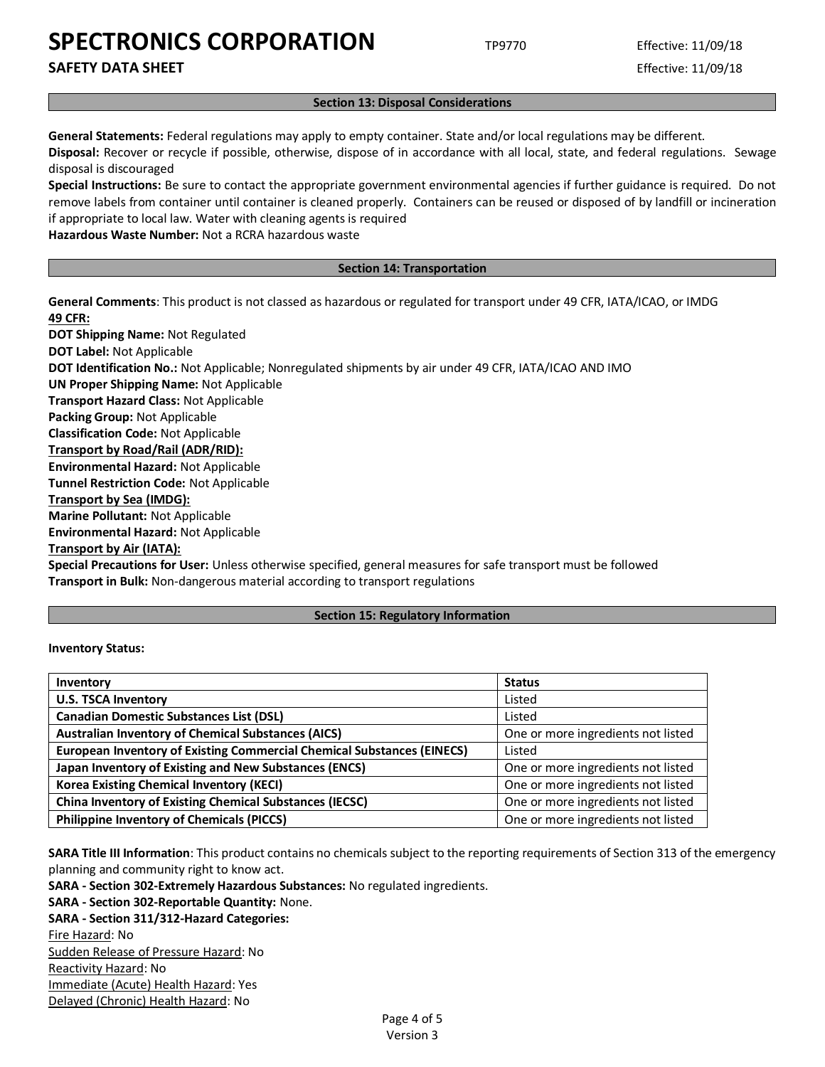## Section 13: Disposal Considerations

**General Statements:** Federal regulations may apply to empty container. State and/or local regulations may be different.
**Disposal:** Recover or recycle if possible, otherwise, dispose of in accordance with all local, state, and federal regulations. Sewage disposal is discouraged
**Special Instructions:** Be sure to contact the appropriate government environmental agencies if further guidance is required. Do not remove labels from container until container is cleaned properly. Containers can be reused or disposed of by landfill or incineration if appropriate to local law. Water with cleaning agents is required
**Hazardous Waste Number:** Not a RCRA hazardous waste

## Section 14: Transportation

**General Comments**: This product is not classed as hazardous or regulated for transport under 49 CFR, IATA/ICAO, or IMDG
**49 CFR:**
**DOT Shipping Name:** Not Regulated
**DOT Label:** Not Applicable
**DOT Identification No.:** Not Applicable; Nonregulated shipments by air under 49 CFR, IATA/ICAO AND IMO
**UN Proper Shipping Name:** Not Applicable
**Transport Hazard Class:** Not Applicable
**Packing Group:** Not Applicable
**Classification Code:** Not Applicable
**Transport by Road/Rail (ADR/RID):**
**Environmental Hazard:** Not Applicable
**Tunnel Restriction Code:** Not Applicable
**Transport by Sea (IMDG):**
**Marine Pollutant:** Not Applicable
**Environmental Hazard:** Not Applicable
**Transport by Air (IATA):**
**Special Precautions for User:** Unless otherwise specified, general measures for safe transport must be followed
**Transport in Bulk:** Non-dangerous material according to transport regulations

## Section 15: Regulatory Information

**Inventory Status:**

| Inventory | Status |
|---|---|
| **U.S. TSCA Inventory** | Listed |
| **Canadian Domestic Substances List (DSL)** | Listed |
| **Australian Inventory of Chemical Substances (AICS)** | One or more ingredients not listed |
| **European Inventory of Existing Commercial Chemical Substances (EINECS)** | Listed |
| **Japan Inventory of Existing and New Substances (ENCS)** | One or more ingredients not listed |
| **Korea Existing Chemical Inventory (KECI)** | One or more ingredients not listed |
| **China Inventory of Existing Chemical Substances (IECSC)** | One or more ingredients not listed |
| **Philippine Inventory of Chemicals (PICCS)** | One or more ingredients not listed |

**SARA Title III Information**: This product contains no chemicals subject to the reporting requirements of Section 313 of the emergency planning and community right to know act.
**SARA - Section 302-Extremely Hazardous Substances:** No regulated ingredients.
**SARA - Section 302-Reportable Quantity:** None.
**SARA - Section 311/312-Hazard Categories:**
Fire Hazard: No
Sudden Release of Pressure Hazard: No
Reactivity Hazard: No
Immediate (Acute) Health Hazard: Yes
Delayed (Chronic) Health Hazard: No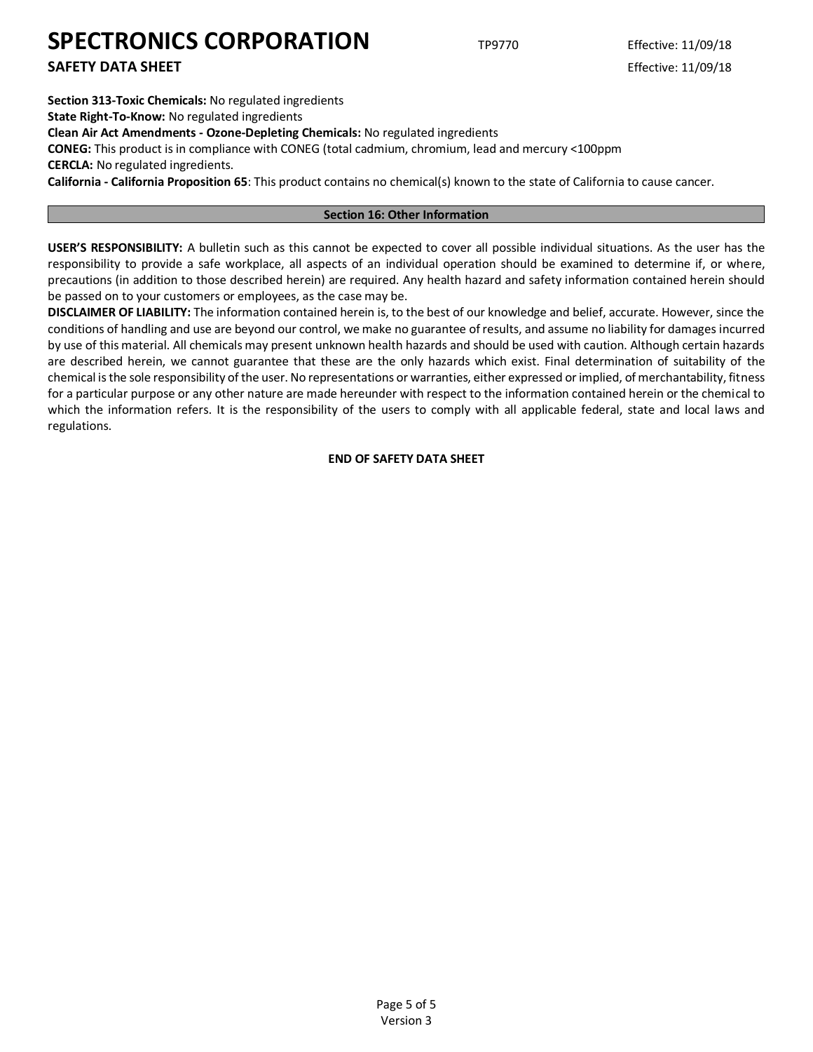**Section 313-Toxic Chemicals:** No regulated ingredients
**State Right-To-Know:** No regulated ingredients
**Clean Air Act Amendments - Ozone-Depleting Chemicals:** No regulated ingredients
**CONEG:** This product is in compliance with CONEG (total cadmium, chromium, lead and mercury <100ppm
**CERCLA:** No regulated ingredients.
**California - California Proposition 65**: This product contains no chemical(s) known to the state of California to cause cancer.

## Section 16: Other Information

**USER'S RESPONSIBILITY:** A bulletin such as this cannot be expected to cover all possible individual situations. As the user has the responsibility to provide a safe workplace, all aspects of an individual operation should be examined to determine if, or where, precautions (in addition to those described herein) are required. Any health hazard and safety information contained herein should be passed on to your customers or employees, as the case may be.

**DISCLAIMER OF LIABILITY:** The information contained herein is, to the best of our knowledge and belief, accurate. However, since the conditions of handling and use are beyond our control, we make no guarantee of results, and assume no liability for damages incurred by use of this material. All chemicals may present unknown health hazards and should be used with caution. Although certain hazards are described herein, we cannot guarantee that these are the only hazards which exist. Final determination of suitability of the chemical is the sole responsibility of the user. No representations or warranties, either expressed or implied, of merchantability, fitness for a particular purpose or any other nature are made hereunder with respect to the information contained herein or the chemical to which the information refers. It is the responsibility of the users to comply with all applicable federal, state and local laws and regulations.

**END OF SAFETY DATA SHEET**